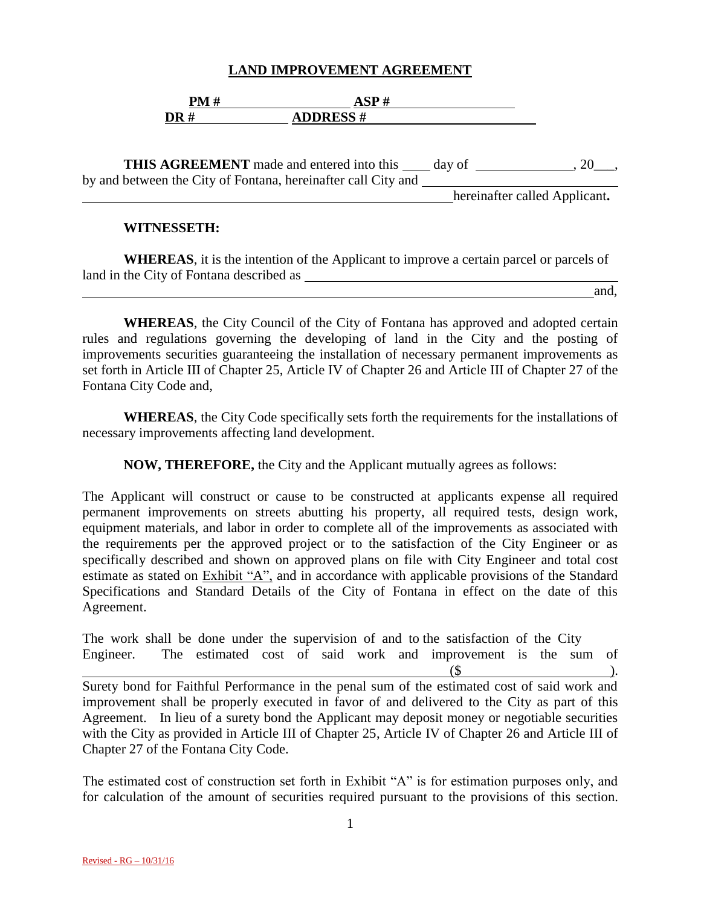# LAND IMPROVEMENT AGREEMENT

**PM #** ____________________ **ASP #** ____________________
**DR #** ______________ **ADDRESS #** __________________________

**THIS AGREEMENT** made and entered into this ____ day of ______________, 20___, by and between the City of Fontana, hereinafter call City and ______________________________ ______________________________________________________ hereinafter called Applicant**.**

**WITNESSETH:**

**WHEREAS**, it is the intention of the Applicant to improve a certain parcel or parcels of land in the City of Fontana described as ______________________________________________ ____________________________________________________________________________ and,

**WHEREAS**, the City Council of the City of Fontana has approved and adopted certain rules and regulations governing the developing of land in the City and the posting of improvements securities guaranteeing the installation of necessary permanent improvements as set forth in Article III of Chapter 25, Article IV of Chapter 26 and Article III of Chapter 27 of the Fontana City Code and,

**WHEREAS**, the City Code specifically sets forth the requirements for the installations of necessary improvements affecting land development.

**NOW, THEREFORE,** the City and the Applicant mutually agrees as follows:

The Applicant will construct or cause to be constructed at applicants expense all required permanent improvements on streets abutting his property, all required tests, design work, equipment materials, and labor in order to complete all of the improvements as associated with the requirements per the approved project or to the satisfaction of the City Engineer or as specifically described and shown on approved plans on file with City Engineer and total cost estimate as stated on Exhibit "A", and in accordance with applicable provisions of the Standard Specifications and Standard Details of the City of Fontana in effect on the date of this Agreement.

The work shall be done under the supervision of and to the satisfaction of the City Engineer. The estimated cost of said work and improvement is the sum of ____________________________________________________________ ($ ____________________). Surety bond for Faithful Performance in the penal sum of the estimated cost of said work and improvement shall be properly executed in favor of and delivered to the City as part of this Agreement. In lieu of a surety bond the Applicant may deposit money or negotiable securities with the City as provided in Article III of Chapter 25, Article IV of Chapter 26 and Article III of Chapter 27 of the Fontana City Code.

The estimated cost of construction set forth in Exhibit "A" is for estimation purposes only, and for calculation of the amount of securities required pursuant to the provisions of this section.

Revised - RG – 10/31/16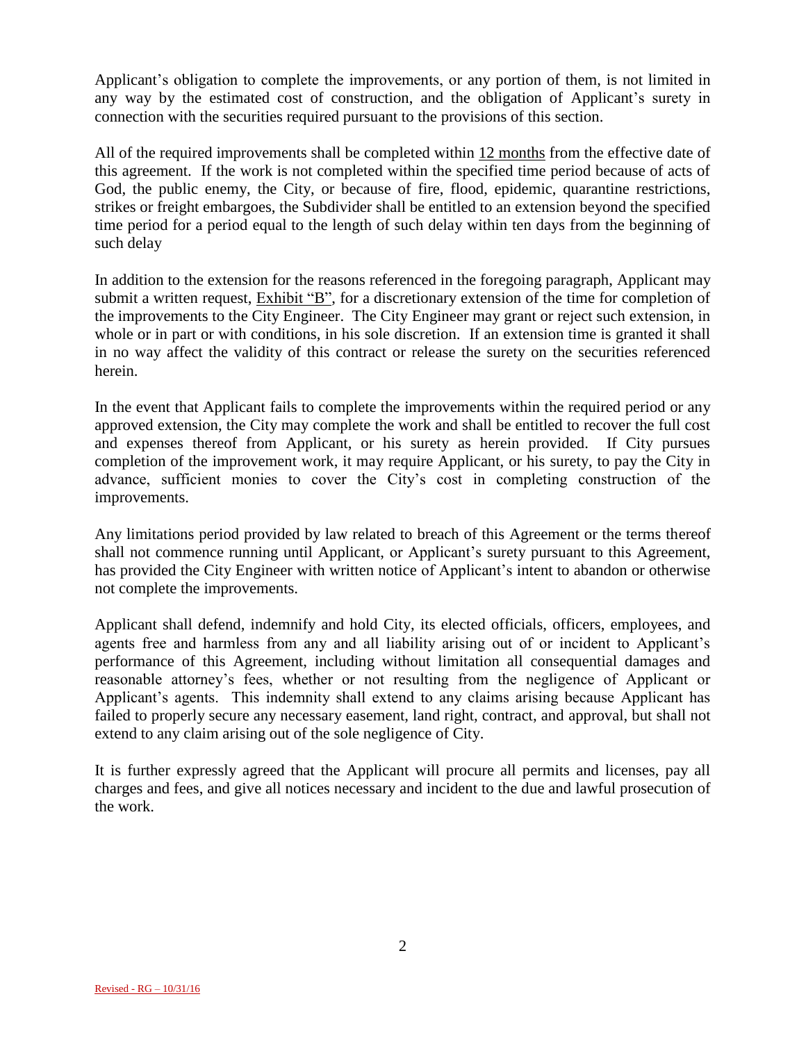Applicant's obligation to complete the improvements, or any portion of them, is not limited in any way by the estimated cost of construction, and the obligation of Applicant's surety in connection with the securities required pursuant to the provisions of this section.

All of the required improvements shall be completed within 12 months from the effective date of this agreement. If the work is not completed within the specified time period because of acts of God, the public enemy, the City, or because of fire, flood, epidemic, quarantine restrictions, strikes or freight embargoes, the Subdivider shall be entitled to an extension beyond the specified time period for a period equal to the length of such delay within ten days from the beginning of such delay

In addition to the extension for the reasons referenced in the foregoing paragraph, Applicant may submit a written request, Exhibit "B", for a discretionary extension of the time for completion of the improvements to the City Engineer. The City Engineer may grant or reject such extension, in whole or in part or with conditions, in his sole discretion. If an extension time is granted it shall in no way affect the validity of this contract or release the surety on the securities referenced herein.

In the event that Applicant fails to complete the improvements within the required period or any approved extension, the City may complete the work and shall be entitled to recover the full cost and expenses thereof from Applicant, or his surety as herein provided. If City pursues completion of the improvement work, it may require Applicant, or his surety, to pay the City in advance, sufficient monies to cover the City's cost in completing construction of the improvements.

Any limitations period provided by law related to breach of this Agreement or the terms thereof shall not commence running until Applicant, or Applicant's surety pursuant to this Agreement, has provided the City Engineer with written notice of Applicant's intent to abandon or otherwise not complete the improvements.

Applicant shall defend, indemnify and hold City, its elected officials, officers, employees, and agents free and harmless from any and all liability arising out of or incident to Applicant's performance of this Agreement, including without limitation all consequential damages and reasonable attorney's fees, whether or not resulting from the negligence of Applicant or Applicant's agents. This indemnity shall extend to any claims arising because Applicant has failed to properly secure any necessary easement, land right, contract, and approval, but shall not extend to any claim arising out of the sole negligence of City.

It is further expressly agreed that the Applicant will procure all permits and licenses, pay all charges and fees, and give all notices necessary and incident to the due and lawful prosecution of the work.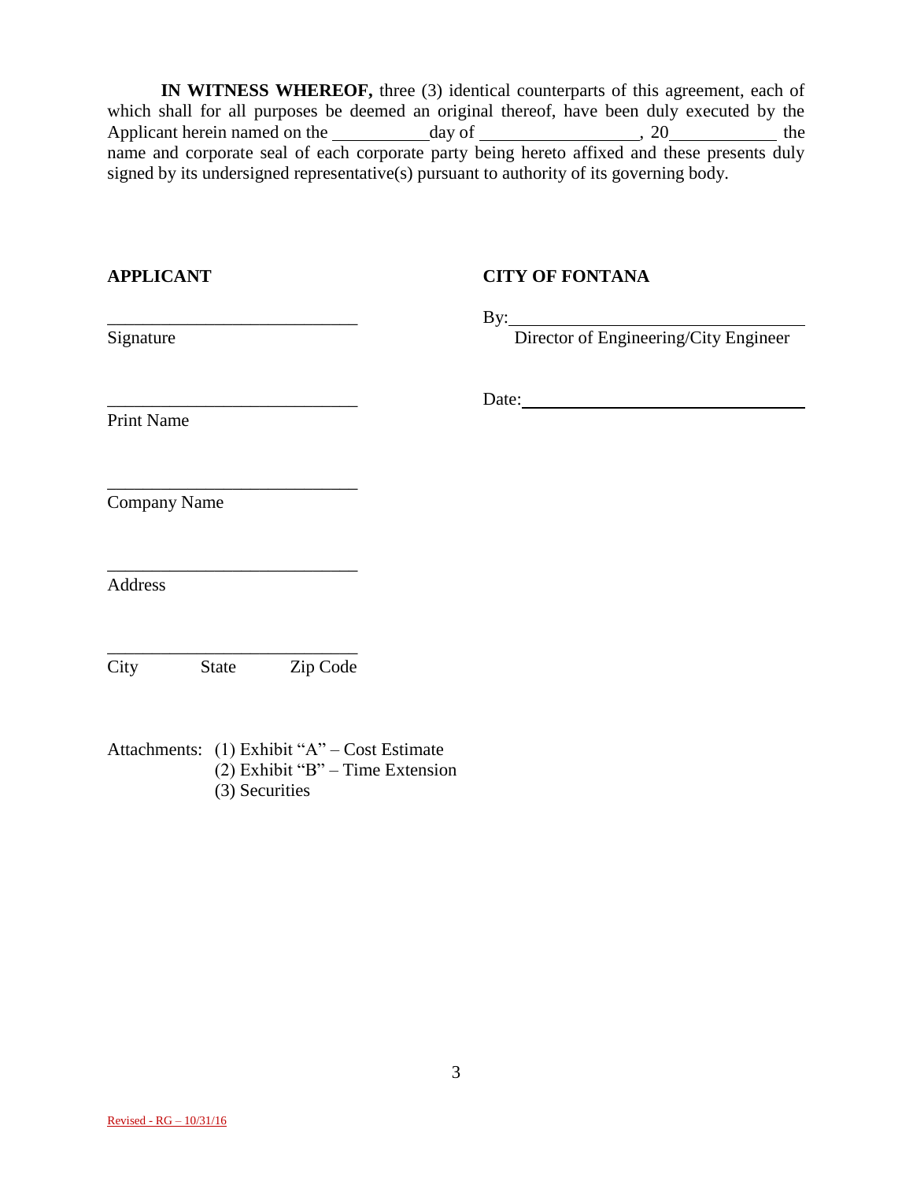**IN WITNESS WHEREOF,** three (3) identical counterparts of this agreement, each of which shall for all purposes be deemed an original thereof, have been duly executed by the Applicant herein named on the ___________day of __________________, 20____________ the name and corporate seal of each corporate party being hereto affixed and these presents duly signed by its undersigned representative(s) pursuant to authority of its governing body.

**APPLICANT**

____________________________
Signature

____________________________
Print Name

____________________________
Company Name

____________________________
Address

____________________________
City State Zip Code

**CITY OF FONTANA**

By:_________________________________
Director of Engineering/City Engineer

Date:_______________________________

Attachments: (1) Exhibit "A" – Cost Estimate
(2) Exhibit "B" – Time Extension
(3) Securities

Revised - RG – 10/31/16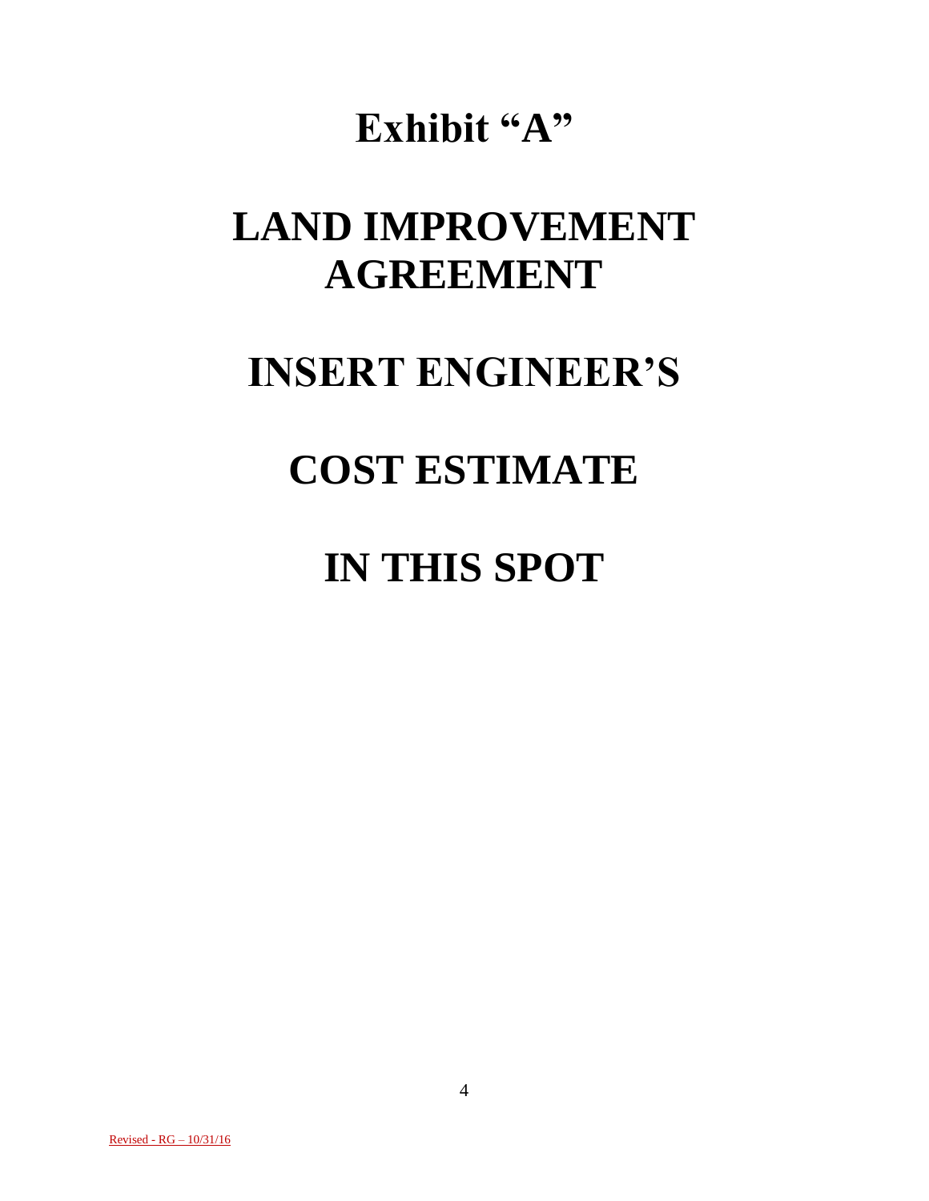# Exhibit "A"

# LAND IMPROVEMENT AGREEMENT

# INSERT ENGINEER'S

# COST ESTIMATE

# IN THIS SPOT

Revised - RG – 10/31/16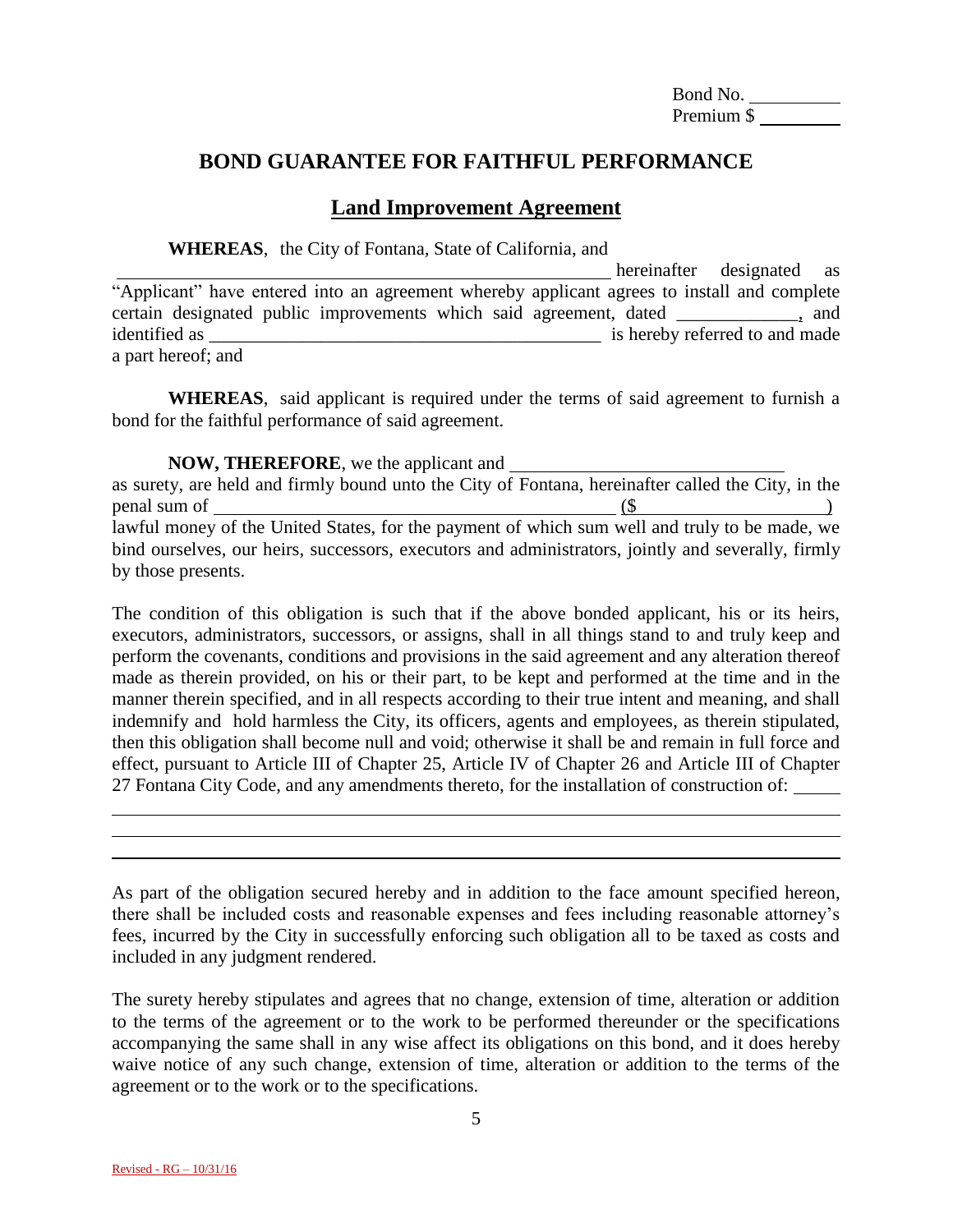Bond No. __________
Premium $ _________

# BOND GUARANTEE FOR FAITHFUL PERFORMANCE

## Land Improvement Agreement

**WHEREAS**, the City of Fontana, State of California, and _______________________________________________ hereinafter designated as "Applicant" have entered into an agreement whereby applicant agrees to install and complete certain designated public improvements which said agreement, dated _____________, and identified as ___________________________________________ is hereby referred to and made a part hereof; and

**WHEREAS**, said applicant is required under the terms of said agreement to furnish a bond for the faithful performance of said agreement.

**NOW, THEREFORE**, we the applicant and _____________________________ as surety, are held and firmly bound unto the City of Fontana, hereinafter called the City, in the penal sum of ___________________________________________ ($ ___________________) lawful money of the United States, for the payment of which sum well and truly to be made, we bind ourselves, our heirs, successors, executors and administrators, jointly and severally, firmly by those presents.

The condition of this obligation is such that if the above bonded applicant, his or its heirs, executors, administrators, successors, or assigns, shall in all things stand to and truly keep and perform the covenants, conditions and provisions in the said agreement and any alteration thereof made as therein provided, on his or their part, to be kept and performed at the time and in the manner therein specified, and in all respects according to their true intent and meaning, and shall indemnify and hold harmless the City, its officers, agents and employees, as therein stipulated, then this obligation shall become null and void; otherwise it shall be and remain in full force and effect, pursuant to Article III of Chapter 25, Article IV of Chapter 26 and Article III of Chapter 27 Fontana City Code, and any amendments thereto, for the installation of construction of: _____

_____________________________________________________________________________

_____________________________________________________________________________

_____________________________________________________________________________

As part of the obligation secured hereby and in addition to the face amount specified hereon, there shall be included costs and reasonable expenses and fees including reasonable attorney's fees, incurred by the City in successfully enforcing such obligation all to be taxed as costs and included in any judgment rendered.

The surety hereby stipulates and agrees that no change, extension of time, alteration or addition to the terms of the agreement or to the work to be performed thereunder or the specifications accompanying the same shall in any wise affect its obligations on this bond, and it does hereby waive notice of any such change, extension of time, alteration or addition to the terms of the agreement or to the work or to the specifications.

Revised - RG – 10/31/16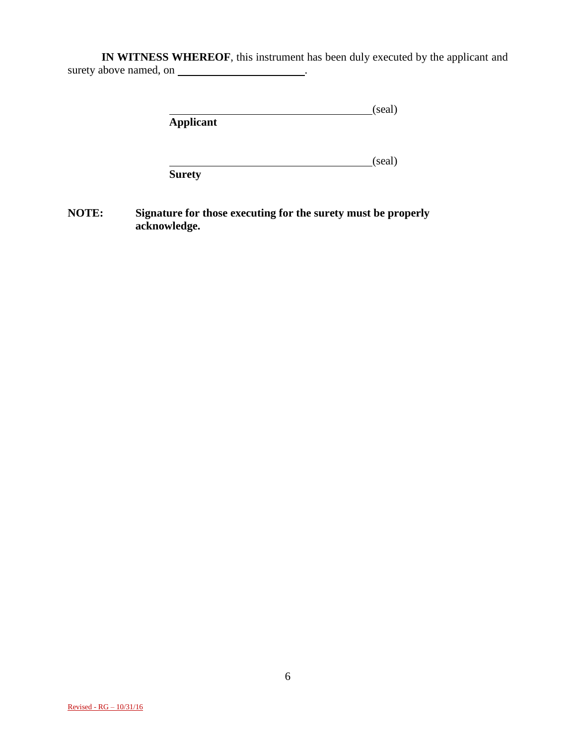**IN WITNESS WHEREOF**, this instrument has been duly executed by the applicant and surety above named, on ______________________.

______________________________________(seal)
**Applicant**

______________________________________(seal)
**Surety**

**NOTE: Signature for those executing for the surety must be properly acknowledge.**

Revised - RG – 10/31/16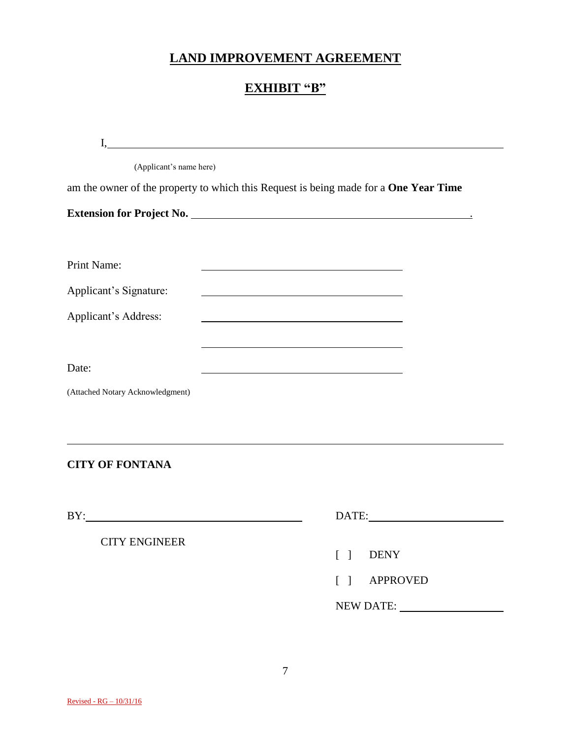# LAND IMPROVEMENT AGREEMENT

## EXHIBIT "B"

I, \_\_\_\_\_\_\_\_\_\_\_\_\_\_\_\_\_\_\_\_\_\_\_\_\_\_\_\_\_\_\_\_\_\_\_\_\_\_\_\_\_\_\_\_\_\_\_\_\_\_\_\_\_\_\_\_\_\_\_\_

(Applicant's name here)

am the owner of the property to which this Request is being made for a **One Year Time Extension for Project No.** \_\_\_\_\_\_\_\_\_\_\_\_\_\_\_\_\_\_\_\_\_\_\_\_\_\_\_\_\_\_\_\_\_\_\_\_\_\_\_\_.

Print Name: \_\_\_\_\_\_\_\_\_\_\_\_\_\_\_\_\_\_\_\_\_\_\_\_\_\_\_\_\_\_\_\_

Applicant's Signature: \_\_\_\_\_\_\_\_\_\_\_\_\_\_\_\_\_\_\_\_\_\_\_\_\_\_\_\_\_\_\_\_

Applicant's Address: \_\_\_\_\_\_\_\_\_\_\_\_\_\_\_\_\_\_\_\_\_\_\_\_\_\_\_\_\_\_\_\_

\_\_\_\_\_\_\_\_\_\_\_\_\_\_\_\_\_\_\_\_\_\_\_\_\_\_\_\_\_\_\_\_

Date: \_\_\_\_\_\_\_\_\_\_\_\_\_\_\_\_\_\_\_\_\_\_\_\_\_\_\_\_\_\_\_\_

(Attached Notary Acknowledgment)

---

**CITY OF FONTANA**

BY: \_\_\_\_\_\_\_\_\_\_\_\_\_\_\_\_\_\_\_\_\_\_\_\_\_\_\_\_\_\_\_\_ DATE: \_\_\_\_\_\_\_\_\_\_\_\_\_\_\_\_\_\_\_\_

CITY ENGINEER

[ ] DENY

[ ] APPROVED

NEW DATE: \_\_\_\_\_\_\_\_\_\_\_\_\_\_\_\_

Revised - RG – 10/31/16